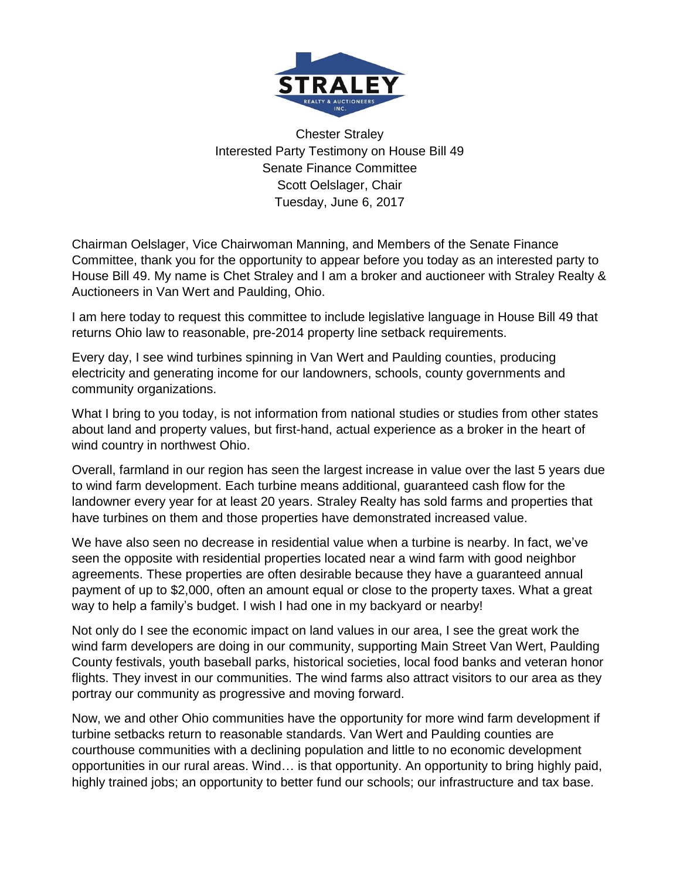**STRALEY**
REALTY & AUCTIONEERS INC.

Chester Straley
Interested Party Testimony on House Bill 49
Senate Finance Committee
Scott Oelslager, Chair
Tuesday, June 6, 2017

Chairman Oelslager, Vice Chairwoman Manning, and Members of the Senate Finance Committee, thank you for the opportunity to appear before you today as an interested party to House Bill 49. My name is Chet Straley and I am a broker and auctioneer with Straley Realty & Auctioneers in Van Wert and Paulding, Ohio.

I am here today to request this committee to include legislative language in House Bill 49 that returns Ohio law to reasonable, pre-2014 property line setback requirements.

Every day, I see wind turbines spinning in Van Wert and Paulding counties, producing electricity and generating income for our landowners, schools, county governments and community organizations.

What I bring to you today, is not information from national studies or studies from other states about land and property values, but first-hand, actual experience as a broker in the heart of wind country in northwest Ohio.

Overall, farmland in our region has seen the largest increase in value over the last 5 years due to wind farm development. Each turbine means additional, guaranteed cash flow for the landowner every year for at least 20 years. Straley Realty has sold farms and properties that have turbines on them and those properties have demonstrated increased value.

We have also seen no decrease in residential value when a turbine is nearby. In fact, we've seen the opposite with residential properties located near a wind farm with good neighbor agreements. These properties are often desirable because they have a guaranteed annual payment of up to $2,000, often an amount equal or close to the property taxes. What a great way to help a family's budget. I wish I had one in my backyard or nearby!

Not only do I see the economic impact on land values in our area, I see the great work the wind farm developers are doing in our community, supporting Main Street Van Wert, Paulding County festivals, youth baseball parks, historical societies, local food banks and veteran honor flights. They invest in our communities. The wind farms also attract visitors to our area as they portray our community as progressive and moving forward.

Now, we and other Ohio communities have the opportunity for more wind farm development if turbine setbacks return to reasonable standards. Van Wert and Paulding counties are courthouse communities with a declining population and little to no economic development opportunities in our rural areas. Wind… is that opportunity. An opportunity to bring highly paid, highly trained jobs; an opportunity to better fund our schools; our infrastructure and tax base.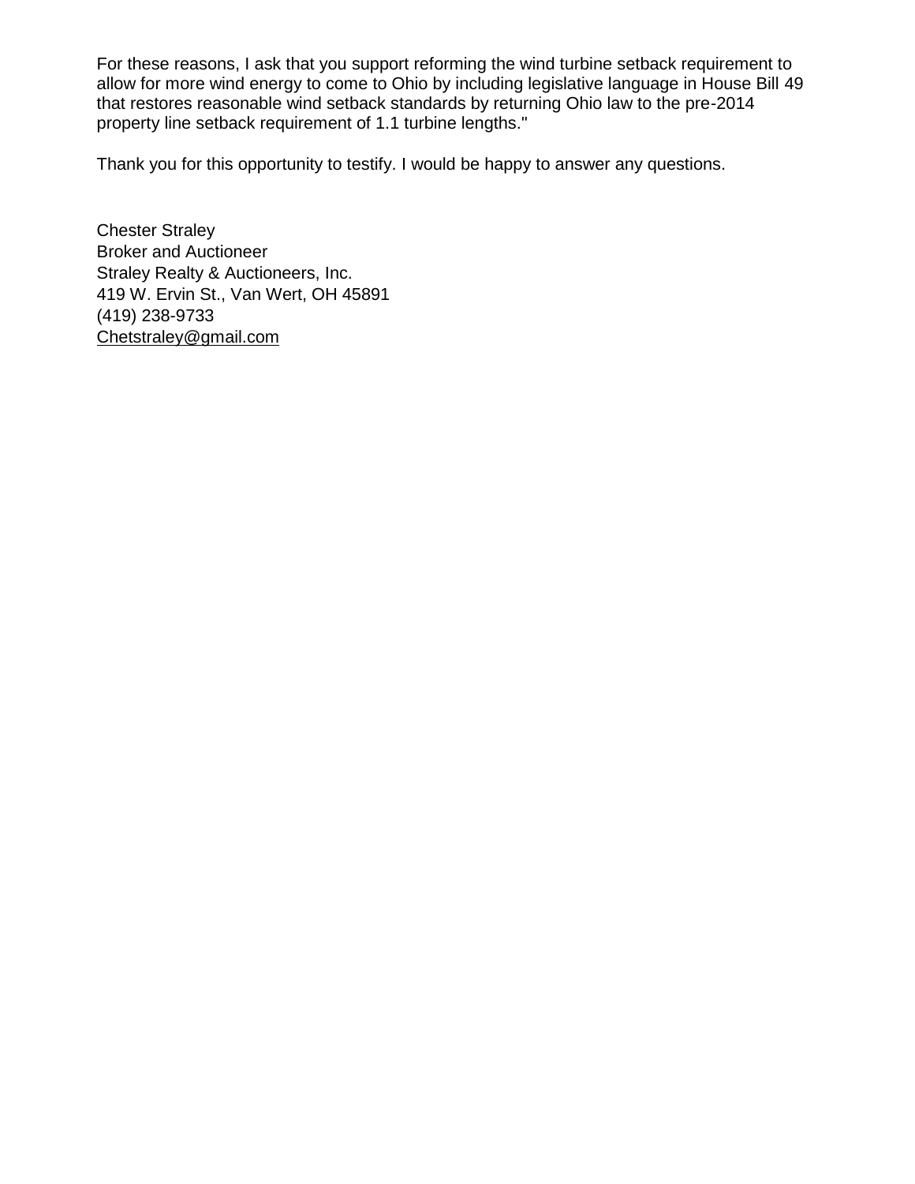For these reasons, I ask that you support reforming the wind turbine setback requirement to allow for more wind energy to come to Ohio by including legislative language in House Bill 49 that restores reasonable wind setback standards by returning Ohio law to the pre-2014 property line setback requirement of 1.1 turbine lengths."

Thank you for this opportunity to testify. I would be happy to answer any questions.

Chester Straley
Broker and Auctioneer
Straley Realty & Auctioneers, Inc.
419 W. Ervin St., Van Wert, OH 45891
(419) 238-9733
Chetstraley@gmail.com